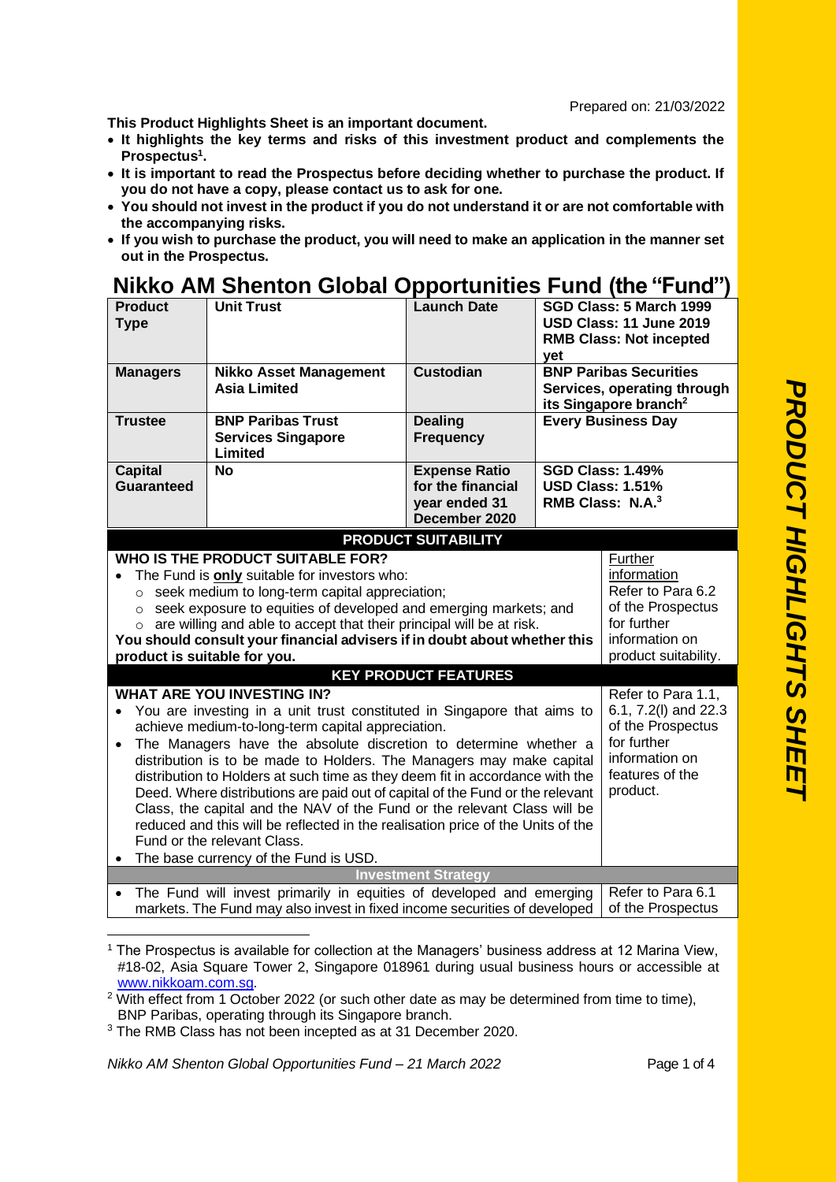Prepared on: 21/03/2022

**This Product Highlights Sheet is an important document.**

- **It highlights the key terms and risks of this investment product and complements the Prospectus[1].**
- **It is important to read the Prospectus before deciding whether to purchase the product. If you do not have a copy, please contact us to ask for one.**
- **You should not invest in the product if you do not understand it or are not comfortable with the accompanying risks.**
- **If you wish to purchase the product, you will need to make an application in the manner set out in the Prospectus.**

# Nikko AM Shenton Global Opportunities Fund (the "Fund")

| **Product Type** | **Unit Trust** | **Launch Date** | **SGD Class: 5 March 1999**<br>**USD Class: 11 June 2019**<br>**RMB Class: Not incepted yet** |
|---|---|---|---|
| **Managers** | **Nikko Asset Management Asia Limited** | **Custodian** | **BNP Paribas Securities Services, operating through its Singapore branch[2]** |
| **Trustee** | **BNP Paribas Trust Services Singapore Limited** | **Dealing Frequency** | **Every Business Day** |
| **Capital Guaranteed** | **No** | **Expense Ratio for the financial year ended 31 December 2020** | **SGD Class: 1.49%**<br>**USD Class: 1.51%**<br>**RMB Class: N.A.[3]** |

## PRODUCT SUITABILITY

| **WHO IS THE PRODUCT SUITABLE FOR?** | Further information |
|---|---|
| • The Fund is **only** suitable for investors who:<br>  ○ seek medium to long-term capital appreciation;<br>  ○ seek exposure to equities of developed and emerging markets; and<br>  ○ are willing and able to accept that their principal will be at risk.<br>**You should consult your financial advisers if in doubt about whether this product is suitable for you.** | Refer to Para 6.2 of the Prospectus for further information on product suitability. |

## KEY PRODUCT FEATURES

| **WHAT ARE YOU INVESTING IN?** | |
|---|---|
| • You are investing in a unit trust constituted in Singapore that aims to achieve medium-to-long-term capital appreciation.<br>• The Managers have the absolute discretion to determine whether a distribution is to be made to Holders. The Managers may make capital distribution to Holders at such time as they deem fit in accordance with the Deed. Where distributions are paid out of capital of the Fund or the relevant Class, the capital and the NAV of the Fund or the relevant Class will be reduced and this will be reflected in the realisation price of the Units of the Fund or the relevant Class.<br>• The base currency of the Fund is USD. | Refer to Para 1.1, 6.1, 7.2(l) and 22.3 of the Prospectus for further information on features of the product. |
| **Investment Strategy** | |
| • The Fund will invest primarily in equities of developed and emerging markets. The Fund may also invest in fixed income securities of developed | Refer to Para 6.1 of the Prospectus |

[1] The Prospectus is available for collection at the Managers' business address at 12 Marina View, #18-02, Asia Square Tower 2, Singapore 018961 during usual business hours or accessible at www.nikkoam.com.sg.

[2] With effect from 1 October 2022 (or such other date as may be determined from time to time), BNP Paribas, operating through its Singapore branch.

[3] The RMB Class has not been incepted as at 31 December 2020.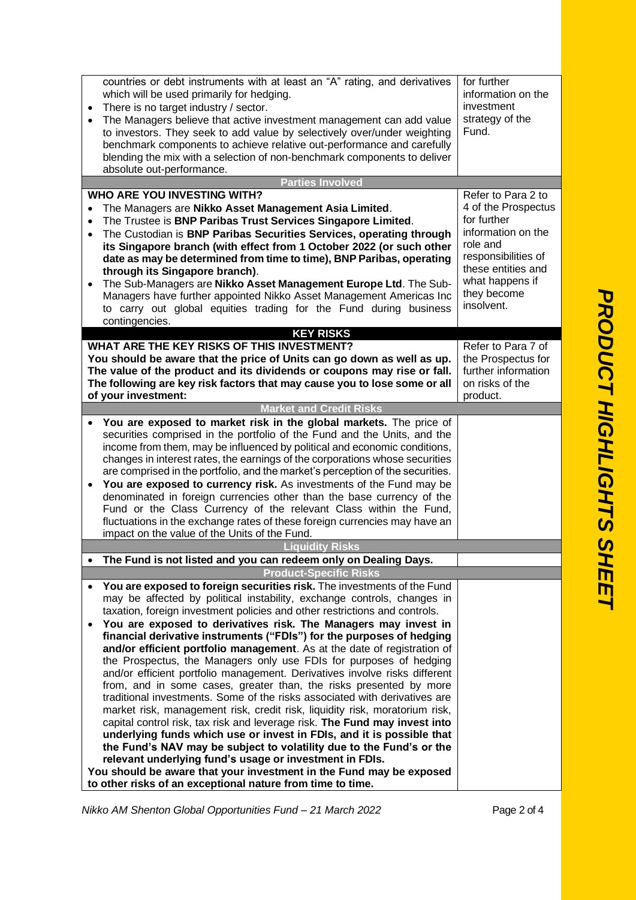| | |
|---|---|
| countries or debt instruments with at least an "A" rating, and derivatives which will be used primarily for hedging.<br>• There is no target industry / sector.<br>• The Managers believe that active investment management can add value to investors. They seek to add value by selectively over/under weighting benchmark components to achieve relative out-performance and carefully blending the mix with a selection of non-benchmark components to deliver absolute out-performance. | for further information on the investment strategy of the Fund. |
| **Parties Involved** | |
| **WHO ARE YOU INVESTING WITH?**<br>• The Managers are **Nikko Asset Management Asia Limited**.<br>• The Trustee is **BNP Paribas Trust Services Singapore Limited**.<br>• The Custodian is **BNP Paribas Securities Services, operating through its Singapore branch (with effect from 1 October 2022 (or such other date as may be determined from time to time), BNP Paribas, operating through its Singapore branch)**.<br>• The Sub-Managers are **Nikko Asset Management Europe Ltd**. The Sub-Managers have further appointed Nikko Asset Management Americas Inc to carry out global equities trading for the Fund during business contingencies. | Refer to Para 2 to 4 of the Prospectus for further information on the role and responsibilities of these entities and what happens if they become insolvent. |
| **KEY RISKS** | |
| **WHAT ARE THE KEY RISKS OF THIS INVESTMENT?**<br>**You should be aware that the price of Units can go down as well as up. The value of the product and its dividends or coupons may rise or fall. The following are key risk factors that may cause you to lose some or all of your investment:** | Refer to Para 7 of the Prospectus for further information on risks of the product. |
| **Market and Credit Risks** | |
| • **You are exposed to market risk in the global markets.** The price of securities comprised in the portfolio of the Fund and the Units, and the income from them, may be influenced by political and economic conditions, changes in interest rates, the earnings of the corporations whose securities are comprised in the portfolio, and the market's perception of the securities.<br>• **You are exposed to currency risk.** As investments of the Fund may be denominated in foreign currencies other than the base currency of the Fund or the Class Currency of the relevant Class within the Fund, fluctuations in the exchange rates of these foreign currencies may have an impact on the value of the Units of the Fund. | |
| **Liquidity Risks** | |
| • **The Fund is not listed and you can redeem only on Dealing Days.** | |
| **Product-Specific Risks** | |
| • **You are exposed to foreign securities risk.** The investments of the Fund may be affected by political instability, exchange controls, changes in taxation, foreign investment policies and other restrictions and controls.<br>• **You are exposed to derivatives risk. The Managers may invest in financial derivative instruments ("FDIs") for the purposes of hedging and/or efficient portfolio management**. As at the date of registration of the Prospectus, the Managers only use FDIs for purposes of hedging and/or efficient portfolio management. Derivatives involve risks different from, and in some cases, greater than, the risks presented by more traditional investments. Some of the risks associated with derivatives are market risk, management risk, credit risk, liquidity risk, moratorium risk, capital control risk, tax risk and leverage risk. **The Fund may invest into underlying funds which use or invest in FDIs, and it is possible that the Fund's NAV may be subject to volatility due to the Fund's or the relevant underlying fund's usage or investment in FDIs.**<br>**You should be aware that your investment in the Fund may be exposed to other risks of an exceptional nature from time to time.** | |

*Nikko AM Shenton Global Opportunities Fund – 21 March 2022*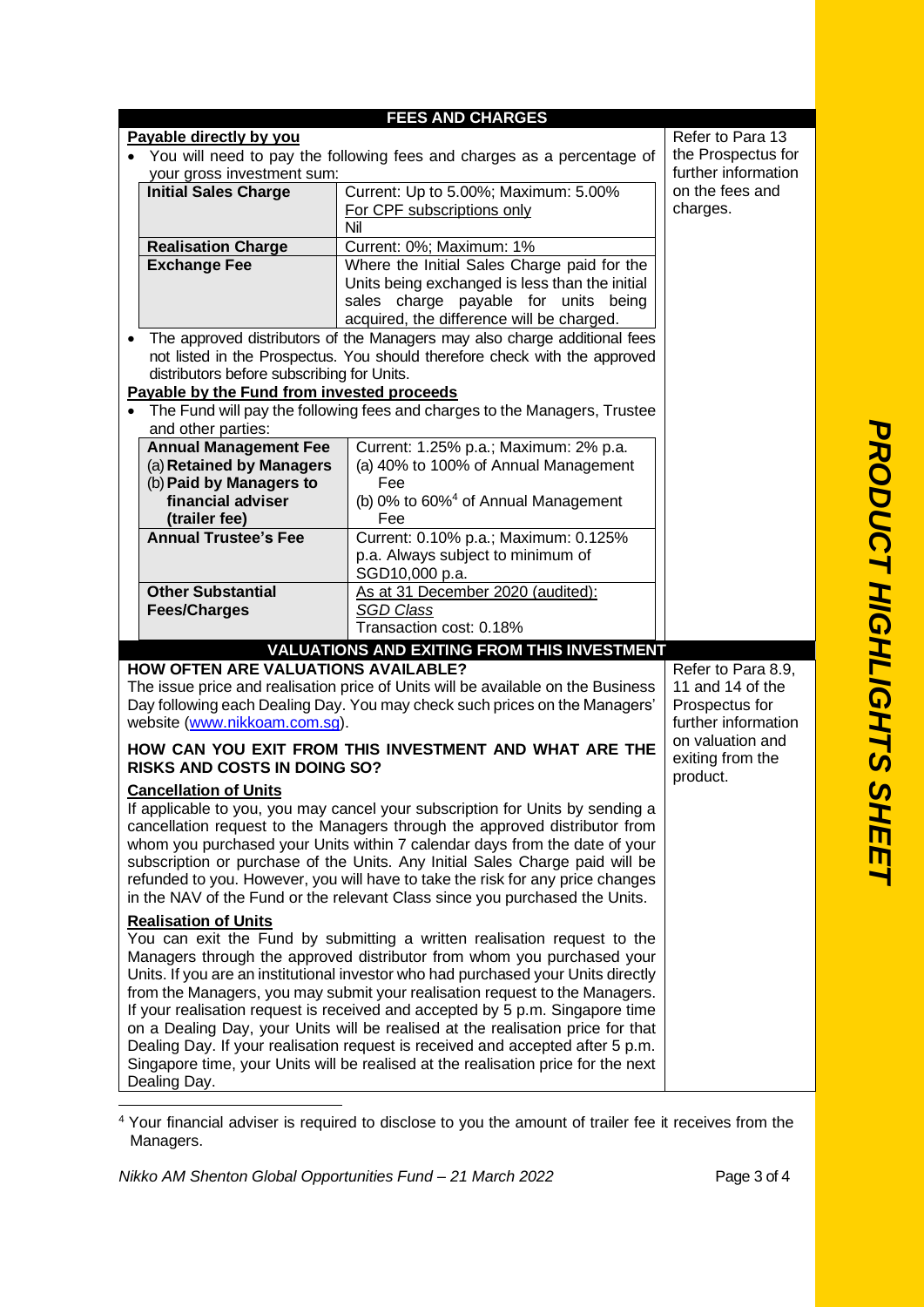## FEES AND CHARGES

**Payable directly by you**

- You will need to pay the following fees and charges as a percentage of your gross investment sum:

| | |
|---|---|
| **Initial Sales Charge** | Current: Up to 5.00%; Maximum: 5.00%<br>For CPF subscriptions only<br>Nil |
| **Realisation Charge** | Current: 0%; Maximum: 1% |
| **Exchange Fee** | Where the Initial Sales Charge paid for the Units being exchanged is less than the initial sales charge payable for units being acquired, the difference will be charged. |

- The approved distributors of the Managers may also charge additional fees not listed in the Prospectus. You should therefore check with the approved distributors before subscribing for Units.

**Payable by the Fund from invested proceeds**

- The Fund will pay the following fees and charges to the Managers, Trustee and other parties:

| | |
|---|---|
| **Annual Management Fee**<br>(a) **Retained by Managers**<br>(b) **Paid by Managers to financial adviser (trailer fee)** | Current: 1.25% p.a.; Maximum: 2% p.a.<br>(a) 40% to 100% of Annual Management Fee<br>(b) 0% to 60%[4] of Annual Management Fee |
| **Annual Trustee's Fee** | Current: 0.10% p.a.; Maximum: 0.125% p.a. Always subject to minimum of SGD10,000 p.a. |
| **Other Substantial Fees/Charges** | As at 31 December 2020 (audited):<br>*SGD Class*<br>Transaction cost: 0.18% |

Refer to Para 13 the Prospectus for further information on the fees and charges.

## VALUATIONS AND EXITING FROM THIS INVESTMENT

**HOW OFTEN ARE VALUATIONS AVAILABLE?**

The issue price and realisation price of Units will be available on the Business Day following each Dealing Day. You may check such prices on the Managers' website (www.nikkoam.com.sg).

**HOW CAN YOU EXIT FROM THIS INVESTMENT AND WHAT ARE THE RISKS AND COSTS IN DOING SO?**

**Cancellation of Units**

If applicable to you, you may cancel your subscription for Units by sending a cancellation request to the Managers through the approved distributor from whom you purchased your Units within 7 calendar days from the date of your subscription or purchase of the Units. Any Initial Sales Charge paid will be refunded to you. However, you will have to take the risk for any price changes in the NAV of the Fund or the relevant Class since you purchased the Units.

**Realisation of Units**

You can exit the Fund by submitting a written realisation request to the Managers through the approved distributor from whom you purchased your Units. If you are an institutional investor who had purchased your Units directly from the Managers, you may submit your realisation request to the Managers. If your realisation request is received and accepted by 5 p.m. Singapore time on a Dealing Day, your Units will be realised at the realisation price for that Dealing Day. If your realisation request is received and accepted after 5 p.m. Singapore time, your Units will be realised at the realisation price for the next Dealing Day.

Refer to Para 8.9, 11 and 14 of the Prospectus for further information on valuation and exiting from the product.

[4] Your financial adviser is required to disclose to you the amount of trailer fee it receives from the Managers.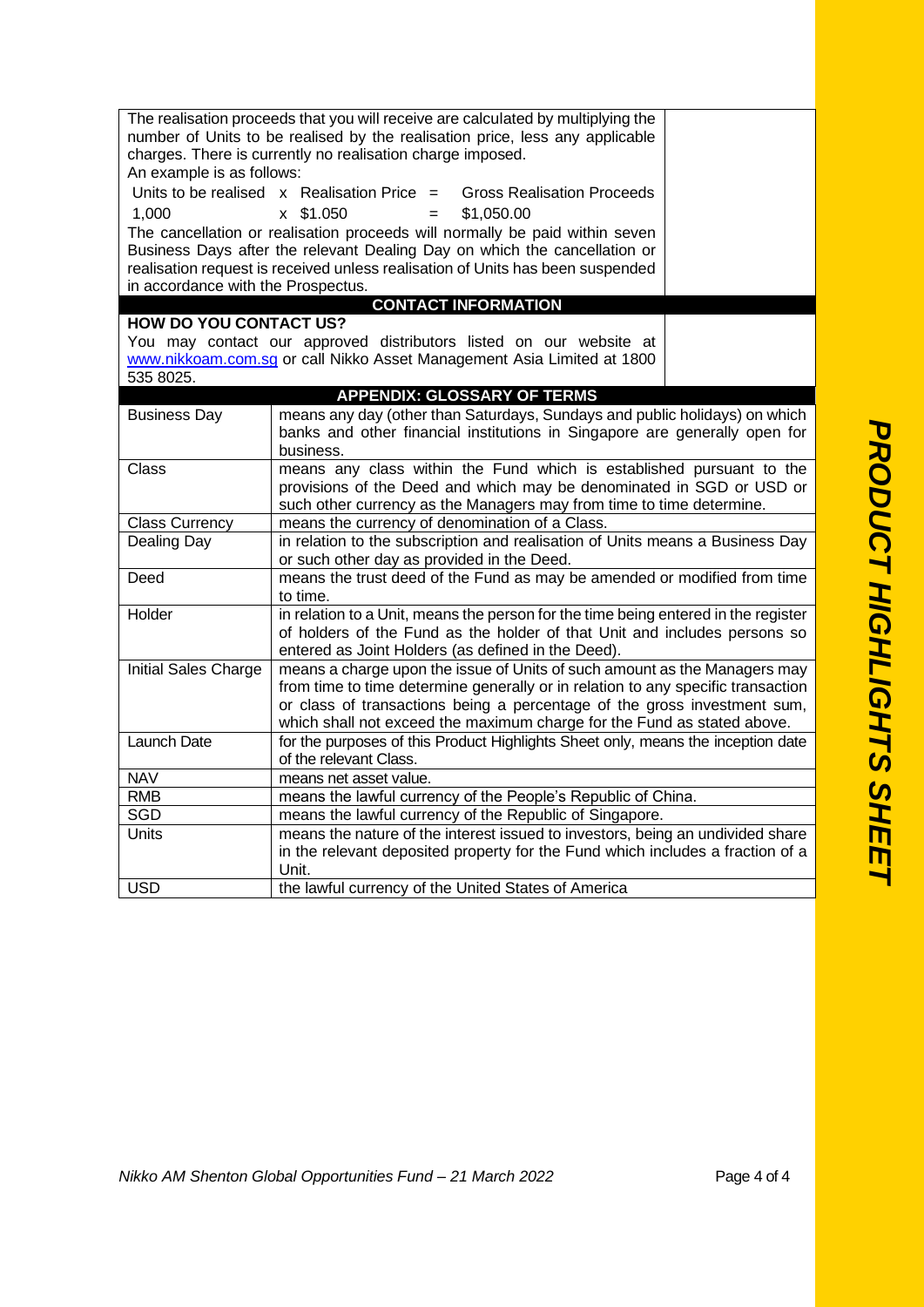The realisation proceeds that you will receive are calculated by multiplying the number of Units to be realised by the realisation price, less any applicable charges. There is currently no realisation charge imposed.

An example is as follows:

| Units to be realised | x | Realisation Price | = | Gross Realisation Proceeds |
|---|---|---|---|---|
| 1,000 | x | $1.050 | = | $1,050.00 |

The cancellation or realisation proceeds will normally be paid within seven Business Days after the relevant Dealing Day on which the cancellation or realisation request is received unless realisation of Units has been suspended in accordance with the Prospectus.

## CONTACT INFORMATION

**HOW DO YOU CONTACT US?**

You may contact our approved distributors listed on our website at www.nikkoam.com.sg or call Nikko Asset Management Asia Limited at 1800 535 8025.

## APPENDIX: GLOSSARY OF TERMS

| | |
|---|---|
| Business Day | means any day (other than Saturdays, Sundays and public holidays) on which banks and other financial institutions in Singapore are generally open for business. |
| Class | means any class within the Fund which is established pursuant to the provisions of the Deed and which may be denominated in SGD or USD or such other currency as the Managers may from time to time determine. |
| Class Currency | means the currency of denomination of a Class. |
| Dealing Day | in relation to the subscription and realisation of Units means a Business Day or such other day as provided in the Deed. |
| Deed | means the trust deed of the Fund as may be amended or modified from time to time. |
| Holder | in relation to a Unit, means the person for the time being entered in the register of holders of the Fund as the holder of that Unit and includes persons so entered as Joint Holders (as defined in the Deed). |
| Initial Sales Charge | means a charge upon the issue of Units of such amount as the Managers may from time to time determine generally or in relation to any specific transaction or class of transactions being a percentage of the gross investment sum, which shall not exceed the maximum charge for the Fund as stated above. |
| Launch Date | for the purposes of this Product Highlights Sheet only, means the inception date of the relevant Class. |
| NAV | means net asset value. |
| RMB | means the lawful currency of the People's Republic of China. |
| SGD | means the lawful currency of the Republic of Singapore. |
| Units | means the nature of the interest issued to investors, being an undivided share in the relevant deposited property for the Fund which includes a fraction of a Unit. |
| USD | the lawful currency of the United States of America |